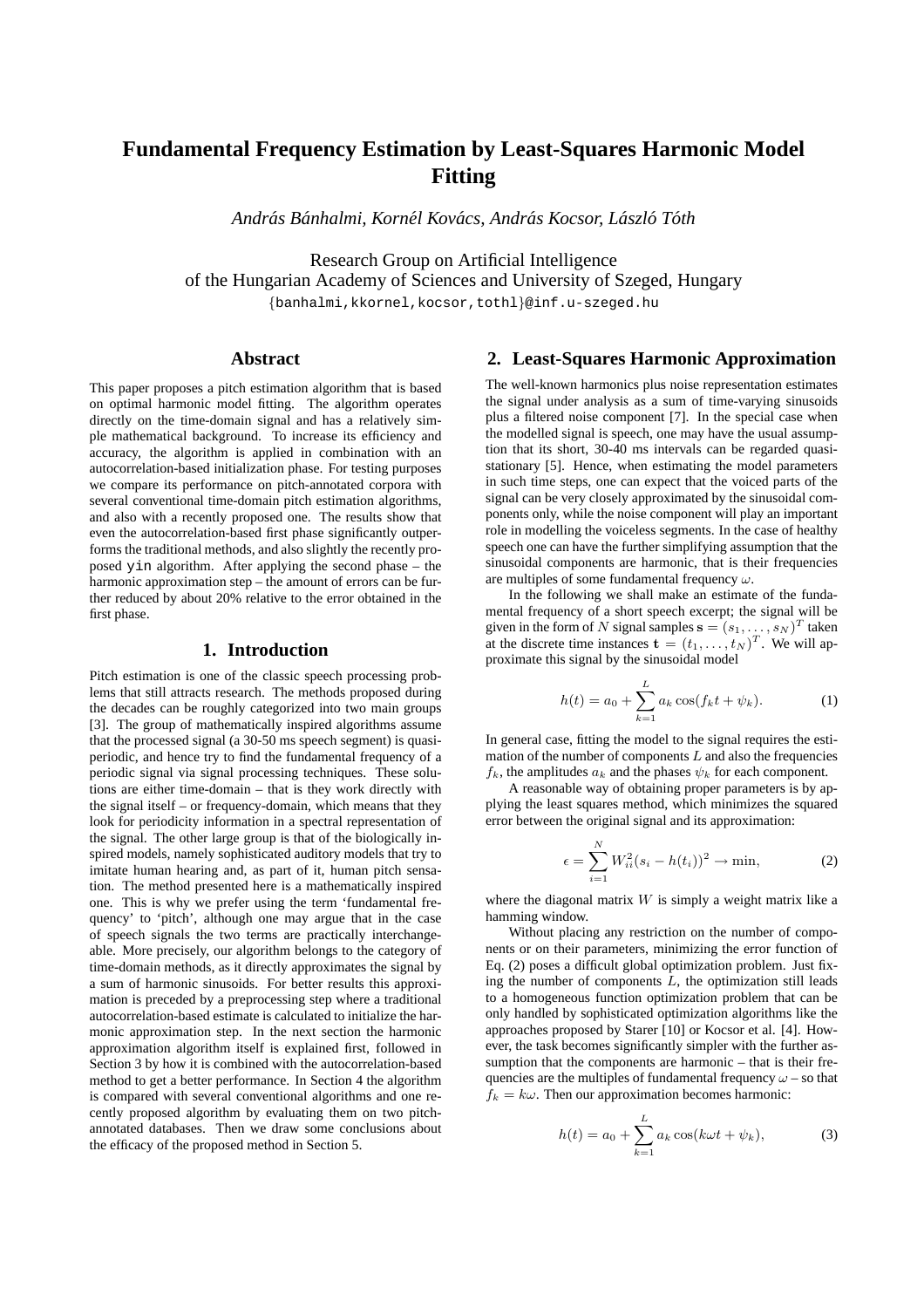# Fundamental Frequency Estimation by Least-Squares Harmonic Model Fitting

*András Bánhalmi, Kornél Kovács, András Kocsor, László Tóth*

Research Group on Artificial Intelligence
of the Hungarian Academy of Sciences and University of Szeged, Hungary
{banhalmi,kkornel,kocsor,tothl}@inf.u-szeged.hu

## Abstract

This paper proposes a pitch estimation algorithm that is based on optimal harmonic model fitting. The algorithm operates directly on the time-domain signal and has a relatively simple mathematical background. To increase its efficiency and accuracy, the algorithm is applied in combination with an autocorrelation-based initialization phase. For testing purposes we compare its performance on pitch-annotated corpora with several conventional time-domain pitch estimation algorithms, and also with a recently proposed one. The results show that even the autocorrelation-based first phase significantly outperforms the traditional methods, and also slightly the recently proposed `yin` algorithm. After applying the second phase – the harmonic approximation step – the amount of errors can be further reduced by about 20% relative to the error obtained in the first phase.

## 1. Introduction

Pitch estimation is one of the classic speech processing problems that still attracts research. The methods proposed during the decades can be roughly categorized into two main groups [3]. The group of mathematically inspired algorithms assume that the processed signal (a 30-50 ms speech segment) is quasi-periodic, and hence try to find the fundamental frequency of a periodic signal via signal processing techniques. These solutions are either time-domain – that is they work directly with the signal itself – or frequency-domain, which means that they look for periodicity information in a spectral representation of the signal. The other large group is that of the biologically inspired models, namely sophisticated auditory models that try to imitate human hearing and, as part of it, human pitch sensation. The method presented here is a mathematically inspired one. This is why we prefer using the term 'fundamental frequency' to 'pitch', although one may argue that in the case of speech signals the two terms are practically interchangeable. More precisely, our algorithm belongs to the category of time-domain methods, as it directly approximates the signal by a sum of harmonic sinusoids. For better results this approximation is preceded by a preprocessing step where a traditional autocorrelation-based estimate is calculated to initialize the harmonic approximation step. In the next section the harmonic approximation algorithm itself is explained first, followed in Section 3 by how it is combined with the autocorrelation-based method to get a better performance. In Section 4 the algorithm is compared with several conventional algorithms and one recently proposed algorithm by evaluating them on two pitch-annotated databases. Then we draw some conclusions about the efficacy of the proposed method in Section 5.

## 2. Least-Squares Harmonic Approximation

The well-known harmonics plus noise representation estimates the signal under analysis as a sum of time-varying sinusoids plus a filtered noise component [7]. In the special case when the modelled signal is speech, one may have the usual assumption that its short, 30-40 ms intervals can be regarded quasi-stationary [5]. Hence, when estimating the model parameters in such time steps, one can expect that the voiced parts of the signal can be very closely approximated by the sinusoidal components only, while the noise component will play an important role in modelling the voiceless segments. In the case of healthy speech one can have the further simplifying assumption that the sinusoidal components are harmonic, that is their frequencies are multiples of some fundamental frequency $\omega$.

In the following we shall make an estimate of the fundamental frequency of a short speech excerpt; the signal will be given in the form of $N$ signal samples $\mathbf{s} = (s_1, \ldots, s_N)^T$ taken at the discrete time instances $\mathbf{t} = (t_1, \ldots, t_N)^T$. We will approximate this signal by the sinusoidal model

$$h(t) = a_0 + \sum_{k=1}^{L} a_k \cos(f_k t + \psi_k). \tag{1}$$

In general case, fitting the model to the signal requires the estimation of the number of components $L$ and also the frequencies $f_k$, the amplitudes $a_k$ and the phases $\psi_k$ for each component.

A reasonable way of obtaining proper parameters is by applying the least squares method, which minimizes the squared error between the original signal and its approximation:

$$\epsilon = \sum_{i=1}^{N} W_{ii}^2 (s_i - h(t_i))^2 \to \min, \tag{2}$$

where the diagonal matrix $W$ is simply a weight matrix like a hamming window.

Without placing any restriction on the number of components or on their parameters, minimizing the error function of Eq. (2) poses a difficult global optimization problem. Just fixing the number of components $L$, the optimization still leads to a homogeneous function optimization problem that can be only handled by sophisticated optimization algorithms like the approaches proposed by Starer [10] or Kocsor et al. [4]. However, the task becomes significantly simpler with the further assumption that the components are harmonic – that is their frequencies are the multiples of fundamental frequency $\omega$ – so that $f_k = k\omega$. Then our approximation becomes harmonic:

$$h(t) = a_0 + \sum_{k=1}^{L} a_k \cos(k\omega t + \psi_k), \tag{3}$$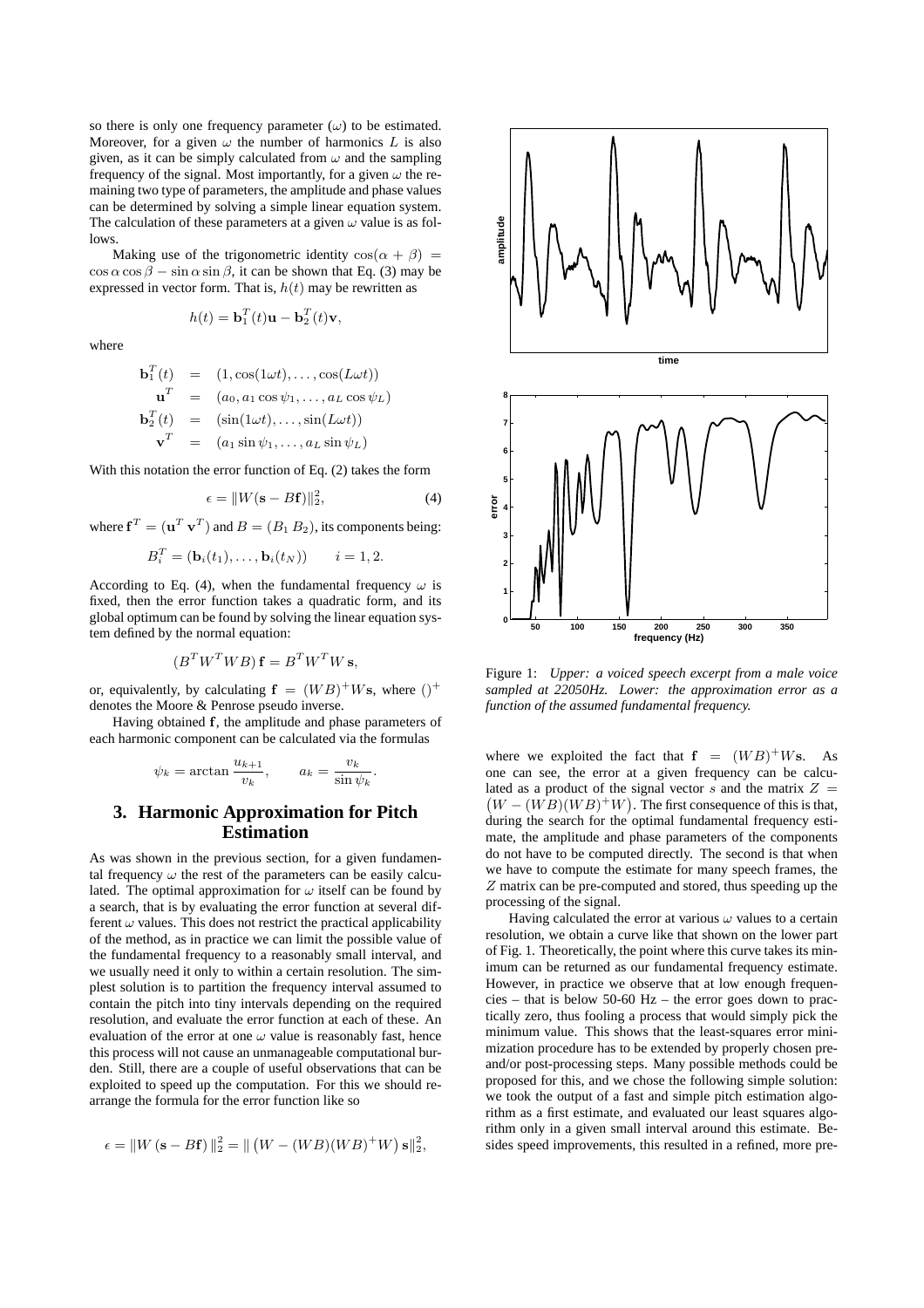so there is only one frequency parameter ($\omega$) to be estimated. Moreover, for a given $\omega$ the number of harmonics $L$ is also given, as it can be simply calculated from $\omega$ and the sampling frequency of the signal. Most importantly, for a given $\omega$ the remaining two type of parameters, the amplitude and phase values can be determined by solving a simple linear equation system. The calculation of these parameters at a given $\omega$ value is as follows.

Making use of the trigonometric identity $\cos(\alpha + \beta) = \cos\alpha\cos\beta - \sin\alpha\sin\beta$, it can be shown that Eq. (3) may be expressed in vector form. That is, $h(t)$ may be rewritten as

$$h(t) = \mathbf{b}_1^T(t)\mathbf{u} - \mathbf{b}_2^T(t)\mathbf{v},$$

where

$$\begin{aligned}
\mathbf{b}_1^T(t) &= (1, \cos(1\omega t), \ldots, \cos(L\omega t)) \\
\mathbf{u}^T &= (a_0, a_1\cos\psi_1, \ldots, a_L\cos\psi_L) \\
\mathbf{b}_2^T(t) &= (\sin(1\omega t), \ldots, \sin(L\omega t)) \\
\mathbf{v}^T &= (a_1\sin\psi_1, \ldots, a_L\sin\psi_L)
\end{aligned}$$

With this notation the error function of Eq. (2) takes the form

$$\epsilon = \|W(\mathbf{s} - B\mathbf{f})\|_2^2, \tag{4}$$

where $\mathbf{f}^T = (\mathbf{u}^T\ \mathbf{v}^T)$ and $B = (B_1\ B_2)$, its components being:

$$B_i^T = (\mathbf{b}_i(t_1), \ldots, \mathbf{b}_i(t_N)) \qquad i = 1, 2.$$

According to Eq. (4), when the fundamental frequency $\omega$ is fixed, then the error function takes a quadratic form, and its global optimum can be found by solving the linear equation system defined by the normal equation:

$$(B^TW^TWB)\,\mathbf{f} = B^TW^TW\,\mathbf{s},$$

or, equivalently, by calculating $\mathbf{f} = (WB)^+W\mathbf{s}$, where $()^+$ denotes the Moore & Penrose pseudo inverse.

Having obtained $\mathbf{f}$, the amplitude and phase parameters of each harmonic component can be calculated via the formulas

$$\psi_k = \arctan\frac{u_{k+1}}{v_k}, \qquad a_k = \frac{v_k}{\sin\psi_k}.$$

## 3. Harmonic Approximation for Pitch Estimation

As was shown in the previous section, for a given fundamental frequency $\omega$ the rest of the parameters can be easily calculated. The optimal approximation for $\omega$ itself can be found by a search, that is by evaluating the error function at several different $\omega$ values. This does not restrict the practical applicability of the method, as in practice we can limit the possible value of the fundamental frequency to a reasonably small interval, and we usually need it only to within a certain resolution. The simplest solution is to partition the frequency interval assumed to contain the pitch into tiny intervals depending on the required resolution, and evaluate the error function at each of these. An evaluation of the error at one $\omega$ value is reasonably fast, hence this process will not cause an unmanageable computational burden. Still, there are a couple of useful observations that can be exploited to speed up the computation. For this we should rearrange the formula for the error function like so

$$\epsilon = \|W\,(\mathbf{s} - B\mathbf{f})\,\|_2^2 = \|\,\big(W - (WB)(WB)^+W\big)\,\mathbf{s}\|_2^2,$$

Figure 1: *Upper: a voiced speech excerpt from a male voice sampled at 22050Hz. Lower: the approximation error as a function of the assumed fundamental frequency.*

where we exploited the fact that $\mathbf{f} = (WB)^+W\mathbf{s}$. As one can see, the error at a given frequency can be calculated as a product of the signal vector $s$ and the matrix $Z = \big(W - (WB)(WB)^+W\big)$. The first consequence of this is that, during the search for the optimal fundamental frequency estimate, the amplitude and phase parameters of the components do not have to be computed directly. The second is that when we have to compute the estimate for many speech frames, the $Z$ matrix can be pre-computed and stored, thus speeding up the processing of the signal.

Having calculated the error at various $\omega$ values to a certain resolution, we obtain a curve like that shown on the lower part of Fig. 1. Theoretically, the point where this curve takes its minimum can be returned as our fundamental frequency estimate. However, in practice we observe that at low enough frequencies – that is below 50-60 Hz – the error goes down to practically zero, thus fooling a process that would simply pick the minimum value. This shows that the least-squares error minimization procedure has to be extended by properly chosen pre- and/or post-processing steps. Many possible methods could be proposed for this, and we chose the following simple solution: we took the output of a fast and simple pitch estimation algorithm as a first estimate, and evaluated our least squares algorithm only in a given small interval around this estimate. Besides speed improvements, this resulted in a refined, more pre-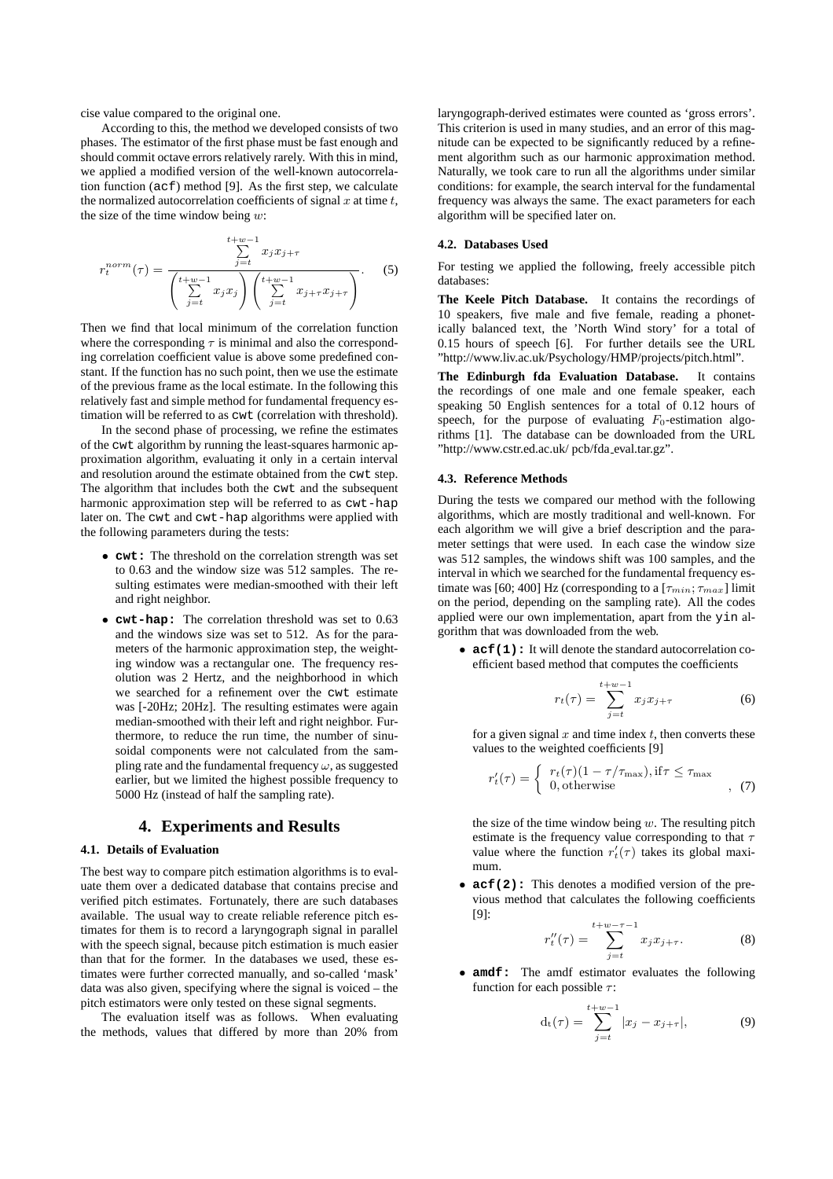cise value compared to the original one.

According to this, the method we developed consists of two phases. The estimator of the first phase must be fast enough and should commit octave errors relatively rarely. With this in mind, we applied a modified version of the well-known autocorrelation function (`acf`) method [9]. As the first step, we calculate the normalized autocorrelation coefficients of signal $x$ at time $t$, the size of the time window being $w$:

$$r_t^{norm}(\tau) = \frac{\sum_{j=t}^{t+w-1} x_j x_{j+\tau}}{\left(\sum_{j=t}^{t+w-1} x_j x_j\right)\left(\sum_{j=t}^{t+w-1} x_{j+\tau} x_{j+\tau}\right)}. \quad (5)$$

Then we find that local minimum of the correlation function where the corresponding $\tau$ is minimal and also the corresponding correlation coefficient value is above some predefined constant. If the function has no such point, then we use the estimate of the previous frame as the local estimate. In the following this relatively fast and simple method for fundamental frequency estimation will be referred to as `cwt` (correlation with threshold).

In the second phase of processing, we refine the estimates of the `cwt` algorithm by running the least-squares harmonic approximation algorithm, evaluating it only in a certain interval and resolution around the estimate obtained from the `cwt` step. The algorithm that includes both the `cwt` and the subsequent harmonic approximation step will be referred to as `cwt-hap` later on. The `cwt` and `cwt-hap` algorithms were applied with the following parameters during the tests:

- **`cwt`:** The threshold on the correlation strength was set to 0.63 and the window size was 512 samples. The resulting estimates were median-smoothed with their left and right neighbor.
- **`cwt-hap`:** The correlation threshold was set to 0.63 and the windows size was set to 512. As for the parameters of the harmonic approximation step, the weighting window was a rectangular one. The frequency resolution was 2 Hertz, and the neighborhood in which we searched for a refinement over the `cwt` estimate was [-20Hz; 20Hz]. The resulting estimates were again median-smoothed with their left and right neighbor. Furthermore, to reduce the run time, the number of sinusoidal components were not calculated from the sampling rate and the fundamental frequency $\omega$, as suggested earlier, but we limited the highest possible frequency to 5000 Hz (instead of half the sampling rate).

## 4. Experiments and Results

### 4.1. Details of Evaluation

The best way to compare pitch estimation algorithms is to evaluate them over a dedicated database that contains precise and verified pitch estimates. Fortunately, there are such databases available. The usual way to create reliable reference pitch estimates for them is to record a laryngograph signal in parallel with the speech signal, because pitch estimation is much easier than that for the former. In the databases we used, these estimates were further corrected manually, and so-called 'mask' data was also given, specifying where the signal is voiced – the pitch estimators were only tested on these signal segments.

The evaluation itself was as follows. When evaluating the methods, values that differed by more than 20% from laryngograph-derived estimates were counted as 'gross errors'. This criterion is used in many studies, and an error of this magnitude can be expected to be significantly reduced by a refinement algorithm such as our harmonic approximation method. Naturally, we took care to run all the algorithms under similar conditions: for example, the search interval for the fundamental frequency was always the same. The exact parameters for each algorithm will be specified later on.

### 4.2. Databases Used

For testing we applied the following, freely accessible pitch databases:

**The Keele Pitch Database.** It contains the recordings of 10 speakers, five male and five female, reading a phonetically balanced text, the 'North Wind story' for a total of 0.15 hours of speech [6]. For further details see the URL "http://www.liv.ac.uk/Psychology/HMP/projects/pitch.html".

**The Edinburgh fda Evaluation Database.** It contains the recordings of one male and one female speaker, each speaking 50 English sentences for a total of 0.12 hours of speech, for the purpose of evaluating $F_0$-estimation algorithms [1]. The database can be downloaded from the URL "http://www.cstr.ed.ac.uk/ pcb/fda_eval.tar.gz".

### 4.3. Reference Methods

During the tests we compared our method with the following algorithms, which are mostly traditional and well-known. For each algorithm we will give a brief description and the parameter settings that were used. In each case the window size was 512 samples, the windows shift was 100 samples, and the interval in which we searched for the fundamental frequency estimate was [60; 400] Hz (corresponding to a $[\tau_{min}; \tau_{max}]$ limit on the period, depending on the sampling rate). All the codes applied were our own implementation, apart from the `yin` algorithm that was downloaded from the web.

- **`acf(1)`:** It will denote the standard autocorrelation coefficient based method that computes the coefficients

$$r_t(\tau) = \sum_{j=t}^{t+w-1} x_j x_{j+\tau} \quad (6)$$

  for a given signal $x$ and time index $t$, then converts these values to the weighted coefficients [9]

$$r'_t(\tau) = \begin{cases} r_t(\tau)(1 - \tau/\tau_{\max}), \text{if} \tau \leq \tau_{\max} \\ 0, \text{otherwise} \end{cases}, \quad (7)$$

  the size of the time window being $w$. The resulting pitch estimate is the frequency value corresponding to that $\tau$ value where the function $r'_t(\tau)$ takes its global maximum.

- **`acf(2)`:** This denotes a modified version of the previous method that calculates the following coefficients [9]:

$$r''_t(\tau) = \sum_{j=t}^{t+w-\tau-1} x_j x_{j+\tau}. \quad (8)$$

- **`amdf`:** The amdf estimator evaluates the following function for each possible $\tau$:

$$\mathrm{d}_t(\tau) = \sum_{j=t}^{t+w-1} |x_j - x_{j+\tau}|, \quad (9)$$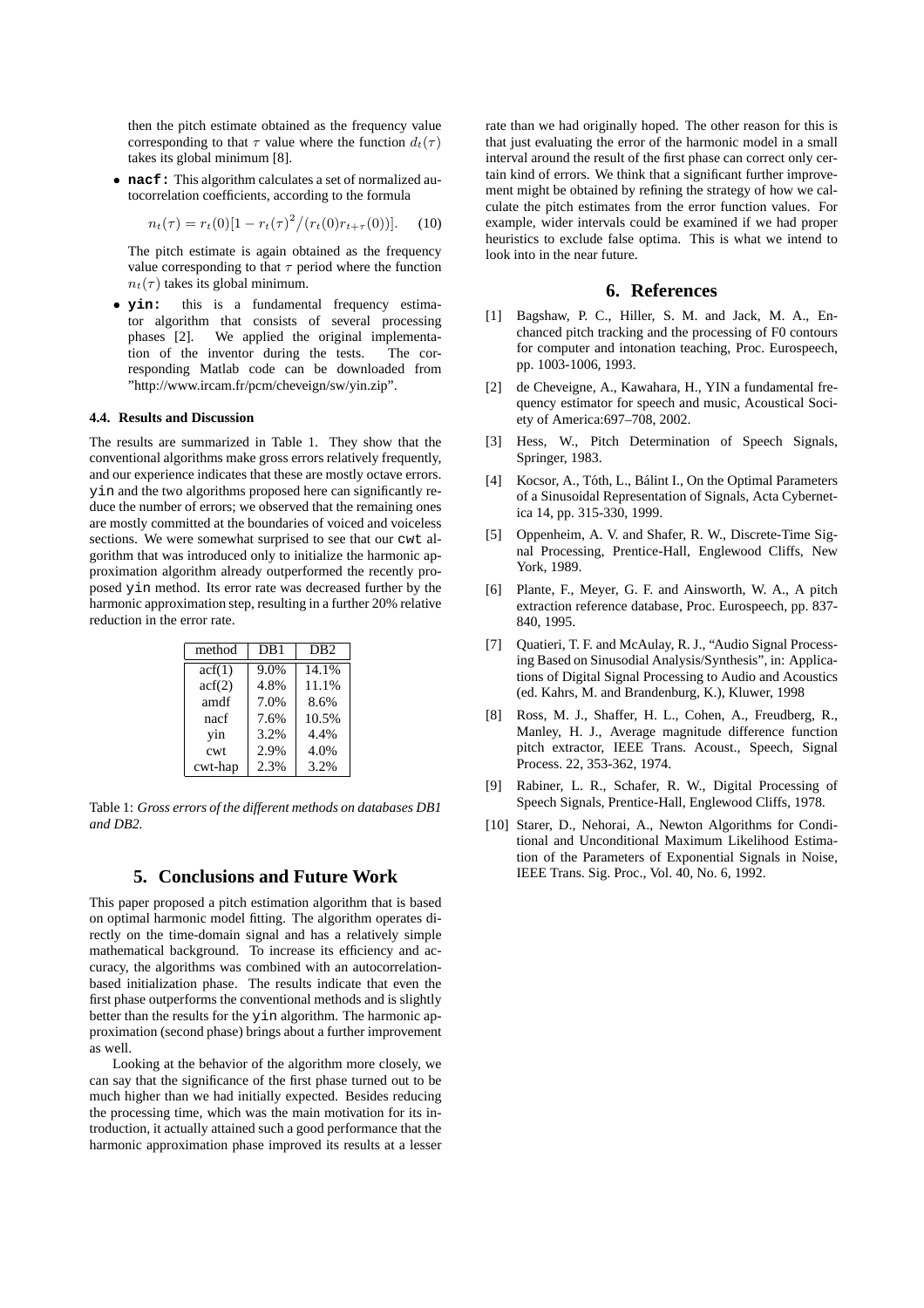then the pitch estimate obtained as the frequency value corresponding to that $\tau$ value where the function $d_t(\tau)$ takes its global minimum [8].

- **nacf:** This algorithm calculates a set of normalized autocorrelation coefficients, according to the formula

$$n_t(\tau) = r_t(0)[1 - r_t(\tau)^2 / (r_t(0) r_{t+\tau}(0))]. \quad (10)$$

  The pitch estimate is again obtained as the frequency value corresponding to that $\tau$ period where the function $n_t(\tau)$ takes its global minimum.

- **yin:** this is a fundamental frequency estimator algorithm that consists of several processing phases [2]. We applied the original implementation of the inventor during the tests. The corresponding Matlab code can be downloaded from "http://www.ircam.fr/pcm/cheveign/sw/yin.zip".

### 4.4. Results and Discussion

The results are summarized in Table 1. They show that the conventional algorithms make gross errors relatively frequently, and our experience indicates that these are mostly octave errors. `yin` and the two algorithms proposed here can significantly reduce the number of errors; we observed that the remaining ones are mostly committed at the boundaries of voiced and voiceless sections. We were somewhat surprised to see that our `cwt` algorithm that was introduced only to initialize the harmonic approximation algorithm already outperformed the recently proposed `yin` method. Its error rate was decreased further by the harmonic approximation step, resulting in a further 20% relative reduction in the error rate.

| method | DB1 | DB2 |
|---|---|---|
| acf(1) | 9.0% | 14.1% |
| acf(2) | 4.8% | 11.1% |
| amdf | 7.0% | 8.6% |
| nacf | 7.6% | 10.5% |
| yin | 3.2% | 4.4% |
| cwt | 2.9% | 4.0% |
| cwt-hap | 2.3% | 3.2% |

Table 1: *Gross errors of the different methods on databases DB1 and DB2.*

## 5. Conclusions and Future Work

This paper proposed a pitch estimation algorithm that is based on optimal harmonic model fitting. The algorithm operates directly on the time-domain signal and has a relatively simple mathematical background. To increase its efficiency and accuracy, the algorithms was combined with an autocorrelation-based initialization phase. The results indicate that even the first phase outperforms the conventional methods and is slightly better than the results for the `yin` algorithm. The harmonic approximation (second phase) brings about a further improvement as well.

Looking at the behavior of the algorithm more closely, we can say that the significance of the first phase turned out to be much higher than we had initially expected. Besides reducing the processing time, which was the main motivation for its introduction, it actually attained such a good performance that the harmonic approximation phase improved its results at a lesser rate than we had originally hoped. The other reason for this is that just evaluating the error of the harmonic model in a small interval around the result of the first phase can correct only certain kind of errors. We think that a significant further improvement might be obtained by refining the strategy of how we calculate the pitch estimates from the error function values. For example, wider intervals could be examined if we had proper heuristics to exclude false optima. This is what we intend to look into in the near future.

## 6. References

[1] Bagshaw, P. C., Hiller, S. M. and Jack, M. A., Enchanced pitch tracking and the processing of F0 contours for computer and intonation teaching, Proc. Eurospeech, pp. 1003-1006, 1993.

[2] de Cheveigne, A., Kawahara, H., YIN a fundamental frequency estimator for speech and music, Acoustical Society of America:697–708, 2002.

[3] Hess, W., Pitch Determination of Speech Signals, Springer, 1983.

[4] Kocsor, A., Tóth, L., Bálint I., On the Optimal Parameters of a Sinusoidal Representation of Signals, Acta Cybernetica 14, pp. 315-330, 1999.

[5] Oppenheim, A. V. and Shafer, R. W., Discrete-Time Signal Processing, Prentice-Hall, Englewood Cliffs, New York, 1989.

[6] Plante, F., Meyer, G. F. and Ainsworth, W. A., A pitch extraction reference database, Proc. Eurospeech, pp. 837-840, 1995.

[7] Quatieri, T. F. and McAulay, R. J., "Audio Signal Processing Based on Sinusodial Analysis/Synthesis", in: Applications of Digital Signal Processing to Audio and Acoustics (ed. Kahrs, M. and Brandenburg, K.), Kluwer, 1998

[8] Ross, M. J., Shaffer, H. L., Cohen, A., Freudberg, R., Manley, H. J., Average magnitude difference function pitch extractor, IEEE Trans. Acoust., Speech, Signal Process. 22, 353-362, 1974.

[9] Rabiner, L. R., Schafer, R. W., Digital Processing of Speech Signals, Prentice-Hall, Englewood Cliffs, 1978.

[10] Starer, D., Nehorai, A., Newton Algorithms for Conditional and Unconditional Maximum Likelihood Estimation of the Parameters of Exponential Signals in Noise, IEEE Trans. Sig. Proc., Vol. 40, No. 6, 1992.